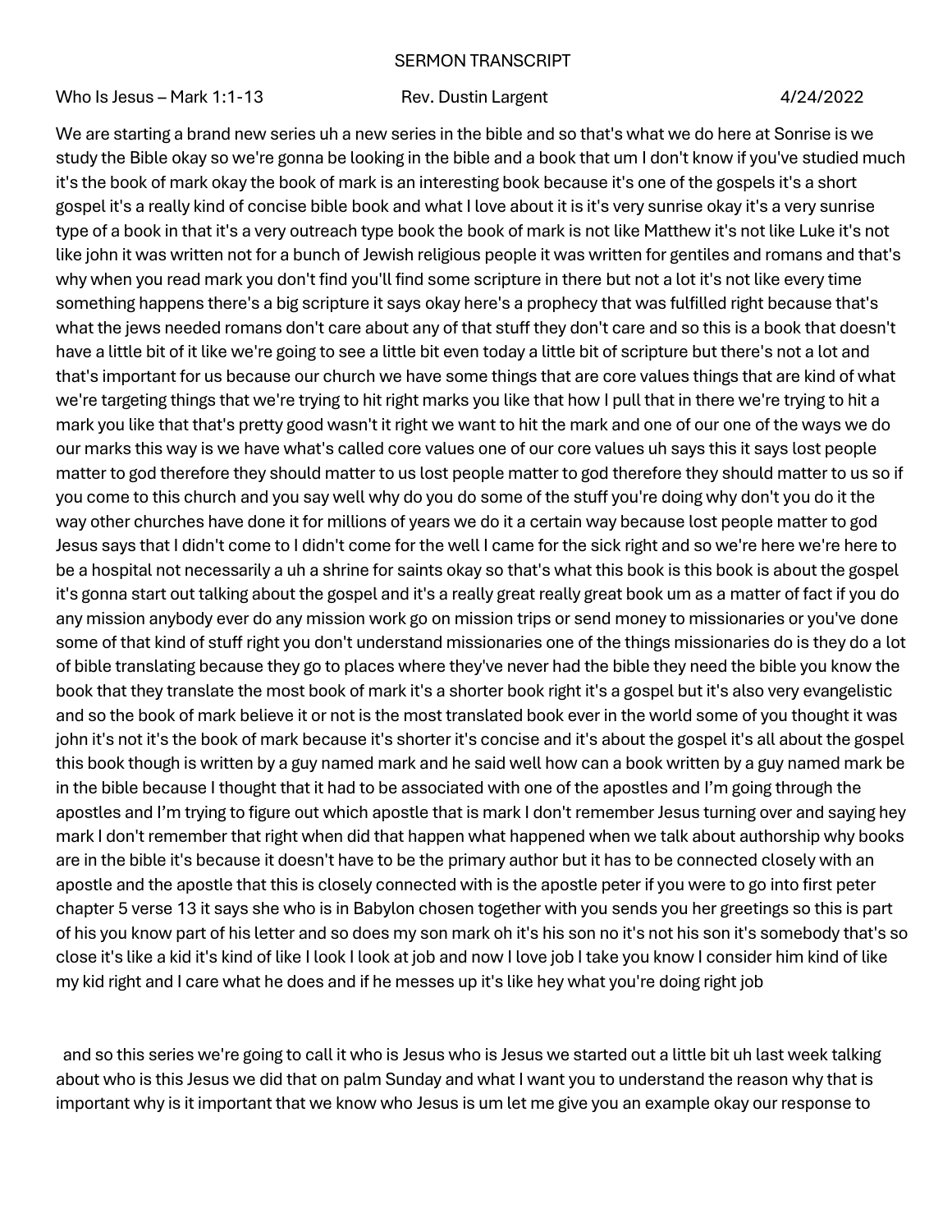# SERMON TRANSCRIPT

Who Is Jesus – Mark 1:1-13 Rev. Dustin Largent 4/24/2022

We are starting a brand new series uh a new series in the bible and so that's what we do here at Sonrise is we study the Bible okay so we're gonna be looking in the bible and a book that um I don't know if you've studied much it's the book of mark okay the book of mark is an interesting book because it's one of the gospels it's a short gospel it's a really kind of concise bible book and what I love about it is it's very sunrise okay it's a very sunrise type of a book in that it's a very outreach type book the book of mark is not like Matthew it's not like Luke it's not like john it was written not for a bunch of Jewish religious people it was written for gentiles and romans and that's why when you read mark you don't find you'll find some scripture in there but not a lot it's not like every time something happens there's a big scripture it says okay here's a prophecy that was fulfilled right because that's what the jews needed romans don't care about any of that stuff they don't care and so this is a book that doesn't have a little bit of it like we're going to see a little bit even today a little bit of scripture but there's not a lot and that's important for us because our church we have some things that are core values things that are kind of what we're targeting things that we're trying to hit right marks you like that how I pull that in there we're trying to hit a mark you like that that's pretty good wasn't it right we want to hit the mark and one of our one of the ways we do our marks this way is we have what's called core values one of our core values uh says this it says lost people matter to god therefore they should matter to us lost people matter to god therefore they should matter to us so if you come to this church and you say well why do you do some of the stuff you're doing why don't you do it the way other churches have done it for millions of years we do it a certain way because lost people matter to god Jesus says that I didn't come to I didn't come for the well I came for the sick right and so we're here we're here to be a hospital not necessarily a uh a shrine for saints okay so that's what this book is this book is about the gospel it's gonna start out talking about the gospel and it's a really great really great book um as a matter of fact if you do any mission anybody ever do any mission work go on mission trips or send money to missionaries or you've done some of that kind of stuff right you don't understand missionaries one of the things missionaries do is they do a lot of bible translating because they go to places where they've never had the bible they need the bible you know the book that they translate the most book of mark it's a shorter book right it's a gospel but it's also very evangelistic and so the book of mark believe it or not is the most translated book ever in the world some of you thought it was john it's not it's the book of mark because it's shorter it's concise and it's about the gospel it's all about the gospel this book though is written by a guy named mark and he said well how can a book written by a guy named mark be in the bible because I thought that it had to be associated with one of the apostles and I'm going through the apostles and I'm trying to figure out which apostle that is mark I don't remember Jesus turning over and saying hey mark I don't remember that right when did that happen what happened when we talk about authorship why books are in the bible it's because it doesn't have to be the primary author but it has to be connected closely with an apostle and the apostle that this is closely connected with is the apostle peter if you were to go into first peter chapter 5 verse 13 it says she who is in Babylon chosen together with you sends you her greetings so this is part of his you know part of his letter and so does my son mark oh it's his son no it's not his son it's somebody that's so close it's like a kid it's kind of like I look I look at job and now I love job I take you know I consider him kind of like my kid right and I care what he does and if he messes up it's like hey what you're doing right job

and so this series we're going to call it who is Jesus who is Jesus we started out a little bit uh last week talking about who is this Jesus we did that on palm Sunday and what I want you to understand the reason why that is important why is it important that we know who Jesus is um let me give you an example okay our response to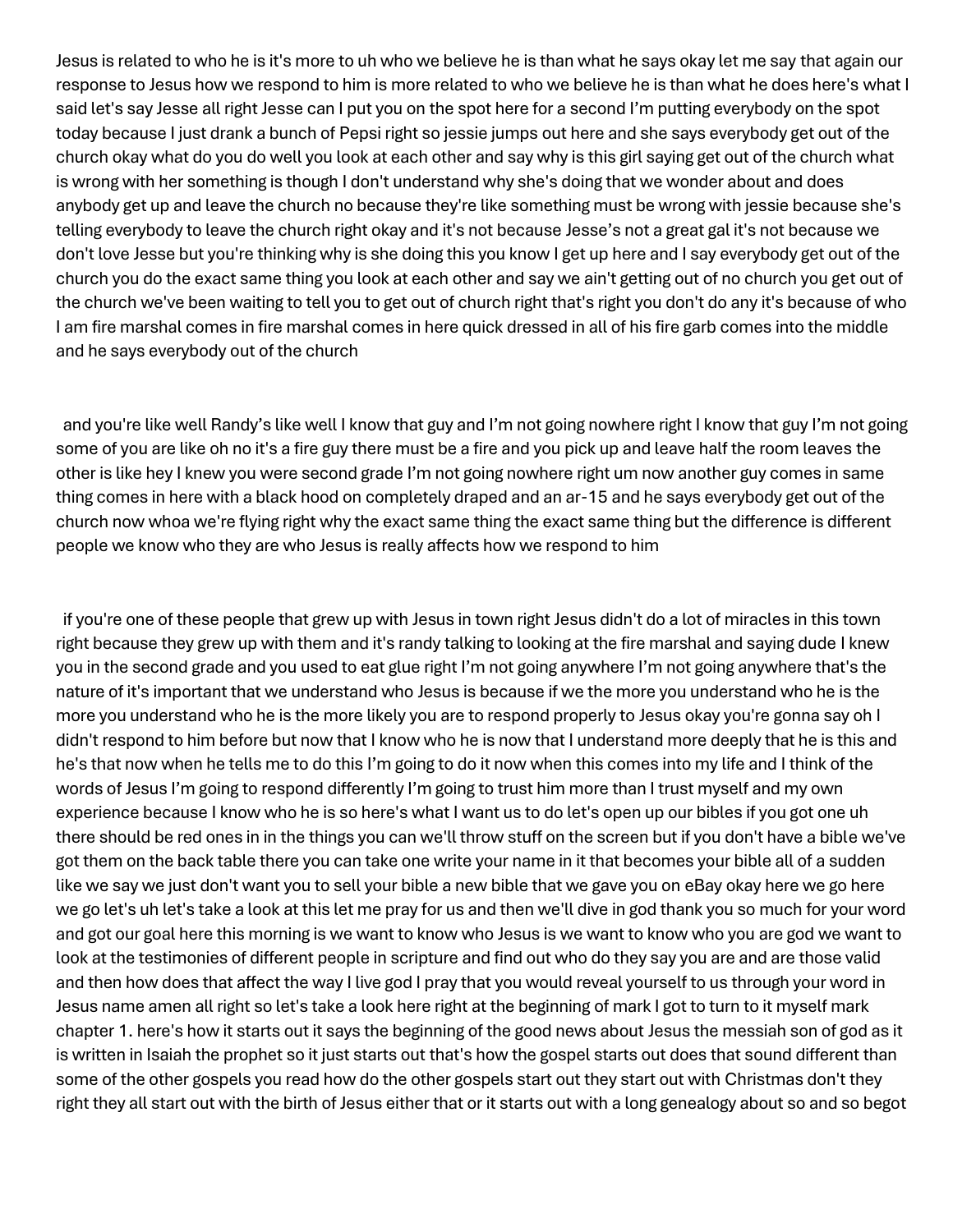Jesus is related to who he is it's more to uh who we believe he is than what he says okay let me say that again our response to Jesus how we respond to him is more related to who we believe he is than what he does here's what I said let's say Jesse all right Jesse can I put you on the spot here for a second I'm putting everybody on the spot today because I just drank a bunch of Pepsi right so jessie jumps out here and she says everybody get out of the church okay what do you do well you look at each other and say why is this girl saying get out of the church what is wrong with her something is though I don't understand why she's doing that we wonder about and does anybody get up and leave the church no because they're like something must be wrong with jessie because she's telling everybody to leave the church right okay and it's not because Jesse's not a great gal it's not because we don't love Jesse but you're thinking why is she doing this you know I get up here and I say everybody get out of the church you do the exact same thing you look at each other and say we ain't getting out of no church you get out of the church we've been waiting to tell you to get out of church right that's right you don't do any it's because of who I am fire marshal comes in fire marshal comes in here quick dressed in all of his fire garb comes into the middle and he says everybody out of the church

and you're like well Randy's like well I know that guy and I'm not going nowhere right I know that guy I'm not going some of you are like oh no it's a fire guy there must be a fire and you pick up and leave half the room leaves the other is like hey I knew you were second grade I'm not going nowhere right um now another guy comes in same thing comes in here with a black hood on completely draped and an ar-15 and he says everybody get out of the church now whoa we're flying right why the exact same thing the exact same thing but the difference is different people we know who they are who Jesus is really affects how we respond to him

if you're one of these people that grew up with Jesus in town right Jesus didn't do a lot of miracles in this town right because they grew up with them and it's randy talking to looking at the fire marshal and saying dude I knew you in the second grade and you used to eat glue right I'm not going anywhere I'm not going anywhere that's the nature of it's important that we understand who Jesus is because if we the more you understand who he is the more you understand who he is the more likely you are to respond properly to Jesus okay you're gonna say oh I didn't respond to him before but now that I know who he is now that I understand more deeply that he is this and he's that now when he tells me to do this I'm going to do it now when this comes into my life and I think of the words of Jesus I'm going to respond differently I'm going to trust him more than I trust myself and my own experience because I know who he is so here's what I want us to do let's open up our bibles if you got one uh there should be red ones in in the things you can we'll throw stuff on the screen but if you don't have a bible we've got them on the back table there you can take one write your name in it that becomes your bible all of a sudden like we say we just don't want you to sell your bible a new bible that we gave you on eBay okay here we go here we go let's uh let's take a look at this let me pray for us and then we'll dive in god thank you so much for your word and got our goal here this morning is we want to know who Jesus is we want to know who you are god we want to look at the testimonies of different people in scripture and find out who do they say you are and are those valid and then how does that affect the way I live god I pray that you would reveal yourself to us through your word in Jesus name amen all right so let's take a look here right at the beginning of mark I got to turn to it myself mark chapter 1. here's how it starts out it says the beginning of the good news about Jesus the messiah son of god as it is written in Isaiah the prophet so it just starts out that's how the gospel starts out does that sound different than some of the other gospels you read how do the other gospels start out they start out with Christmas don't they right they all start out with the birth of Jesus either that or it starts out with a long genealogy about so and so begot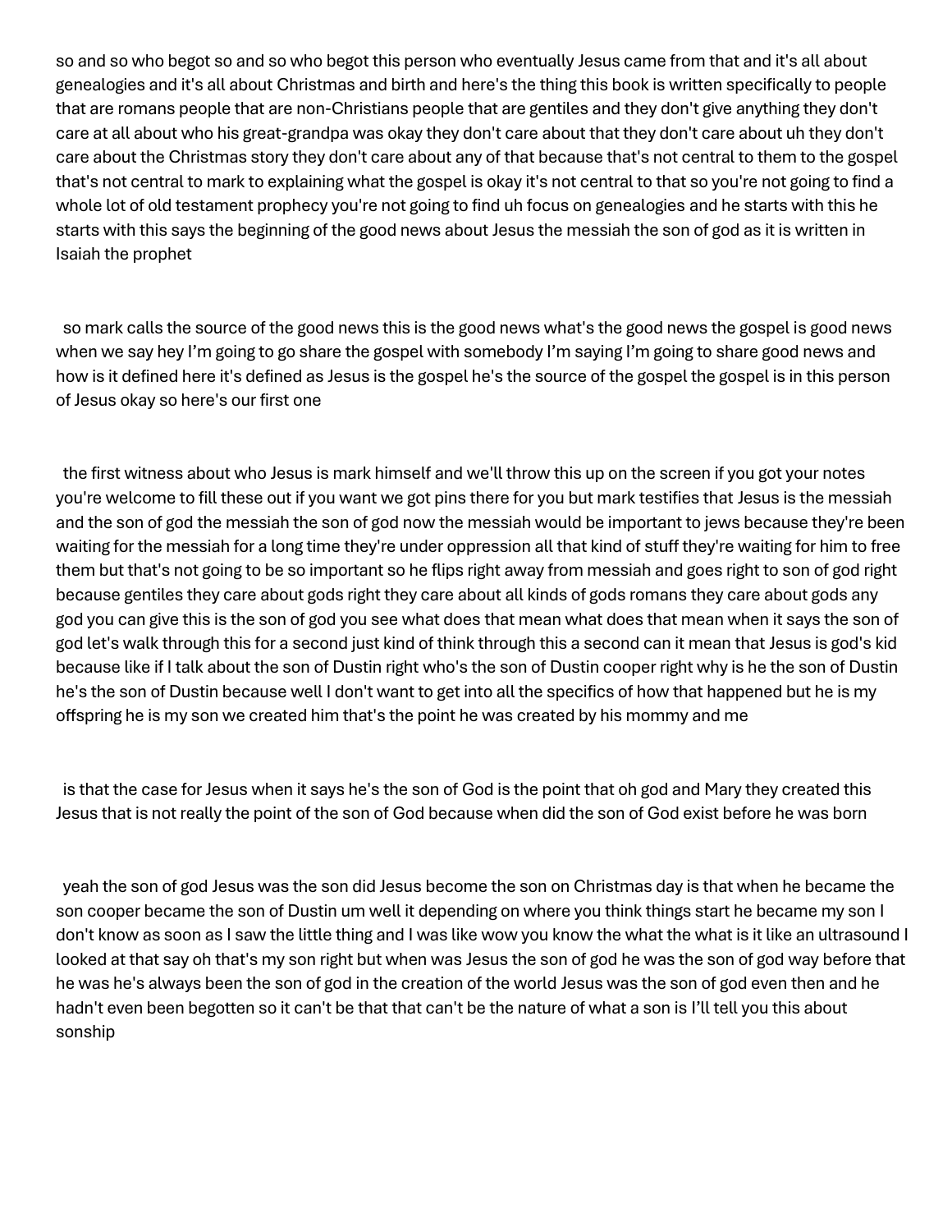so and so who begot so and so who begot this person who eventually Jesus came from that and it's all about genealogies and it's all about Christmas and birth and here's the thing this book is written specifically to people that are romans people that are non-Christians people that are gentiles and they don't give anything they don't care at all about who his great-grandpa was okay they don't care about that they don't care about uh they don't care about the Christmas story they don't care about any of that because that's not central to them to the gospel that's not central to mark to explaining what the gospel is okay it's not central to that so you're not going to find a whole lot of old testament prophecy you're not going to find uh focus on genealogies and he starts with this he starts with this says the beginning of the good news about Jesus the messiah the son of god as it is written in Isaiah the prophet

so mark calls the source of the good news this is the good news what's the good news the gospel is good news when we say hey I'm going to go share the gospel with somebody I'm saying I'm going to share good news and how is it defined here it's defined as Jesus is the gospel he's the source of the gospel the gospel is in this person of Jesus okay so here's our first one

the first witness about who Jesus is mark himself and we'll throw this up on the screen if you got your notes you're welcome to fill these out if you want we got pins there for you but mark testifies that Jesus is the messiah and the son of god the messiah the son of god now the messiah would be important to jews because they're been waiting for the messiah for a long time they're under oppression all that kind of stuff they're waiting for him to free them but that's not going to be so important so he flips right away from messiah and goes right to son of god right because gentiles they care about gods right they care about all kinds of gods romans they care about gods any god you can give this is the son of god you see what does that mean what does that mean when it says the son of god let's walk through this for a second just kind of think through this a second can it mean that Jesus is god's kid because like if I talk about the son of Dustin right who's the son of Dustin cooper right why is he the son of Dustin he's the son of Dustin because well I don't want to get into all the specifics of how that happened but he is my offspring he is my son we created him that's the point he was created by his mommy and me

is that the case for Jesus when it says he's the son of God is the point that oh god and Mary they created this Jesus that is not really the point of the son of God because when did the son of God exist before he was born

yeah the son of god Jesus was the son did Jesus become the son on Christmas day is that when he became the son cooper became the son of Dustin um well it depending on where you think things start he became my son I don't know as soon as I saw the little thing and I was like wow you know the what the what is it like an ultrasound I looked at that say oh that's my son right but when was Jesus the son of god he was the son of god way before that he was he's always been the son of god in the creation of the world Jesus was the son of god even then and he hadn't even been begotten so it can't be that that can't be the nature of what a son is I'll tell you this about sonship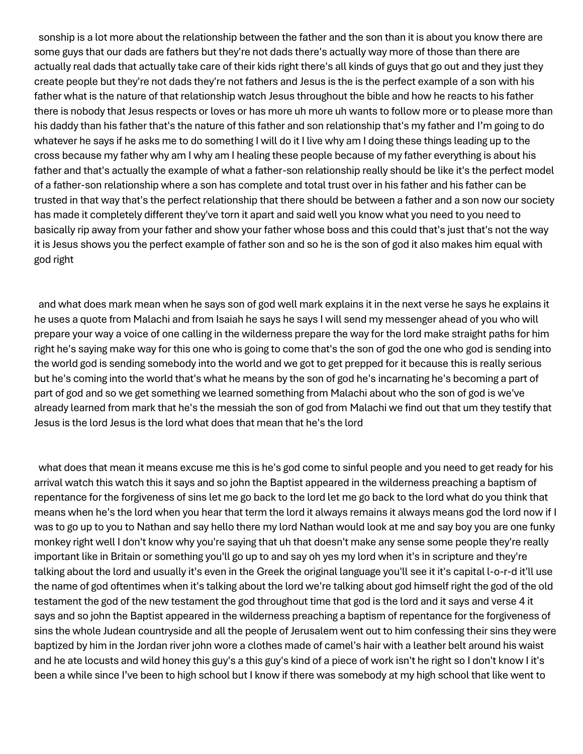sonship is a lot more about the relationship between the father and the son than it is about you know there are some guys that our dads are fathers but they're not dads there's actually way more of those than there are actually real dads that actually take care of their kids right there's all kinds of guys that go out and they just they create people but they're not dads they're not fathers and Jesus is the is the perfect example of a son with his father what is the nature of that relationship watch Jesus throughout the bible and how he reacts to his father there is nobody that Jesus respects or loves or has more uh more uh wants to follow more or to please more than his daddy than his father that's the nature of this father and son relationship that's my father and I'm going to do whatever he says if he asks me to do something I will do it I live why am I doing these things leading up to the cross because my father why am I why am I healing these people because of my father everything is about his father and that's actually the example of what a father-son relationship really should be like it's the perfect model of a father-son relationship where a son has complete and total trust over in his father and his father can be trusted in that way that's the perfect relationship that there should be between a father and a son now our society has made it completely different they've torn it apart and said well you know what you need to you need to basically rip away from your father and show your father whose boss and this could that's just that's not the way it is Jesus shows you the perfect example of father son and so he is the son of god it also makes him equal with god right

and what does mark mean when he says son of god well mark explains it in the next verse he says he explains it he uses a quote from Malachi and from Isaiah he says he says I will send my messenger ahead of you who will prepare your way a voice of one calling in the wilderness prepare the way for the lord make straight paths for him right he's saying make way for this one who is going to come that's the son of god the one who god is sending into the world god is sending somebody into the world and we got to get prepped for it because this is really serious but he's coming into the world that's what he means by the son of god he's incarnating he's becoming a part of part of god and so we get something we learned something from Malachi about who the son of god is we've already learned from mark that he's the messiah the son of god from Malachi we find out that um they testify that Jesus is the lord Jesus is the lord what does that mean that he's the lord

what does that mean it means excuse me this is he's god come to sinful people and you need to get ready for his arrival watch this watch this it says and so john the Baptist appeared in the wilderness preaching a baptism of repentance for the forgiveness of sins let me go back to the lord let me go back to the lord what do you think that means when he's the lord when you hear that term the lord it always remains it always means god the lord now if I was to go up to you to Nathan and say hello there my lord Nathan would look at me and say boy you are one funky monkey right well I don't know why you're saying that uh that doesn't make any sense some people they're really important like in Britain or something you'll go up to and say oh yes my lord when it's in scripture and they're talking about the lord and usually it's even in the Greek the original language you'll see it it's capital l-o-r-d it'll use the name of god oftentimes when it's talking about the lord we're talking about god himself right the god of the old testament the god of the new testament the god throughout time that god is the lord and it says and verse 4 it says and so john the Baptist appeared in the wilderness preaching a baptism of repentance for the forgiveness of sins the whole Judean countryside and all the people of Jerusalem went out to him confessing their sins they were baptized by him in the Jordan river john wore a clothes made of camel's hair with a leather belt around his waist and he ate locusts and wild honey this guy's a this guy's kind of a piece of work isn't he right so I don't know I it's been a while since I've been to high school but I know if there was somebody at my high school that like went to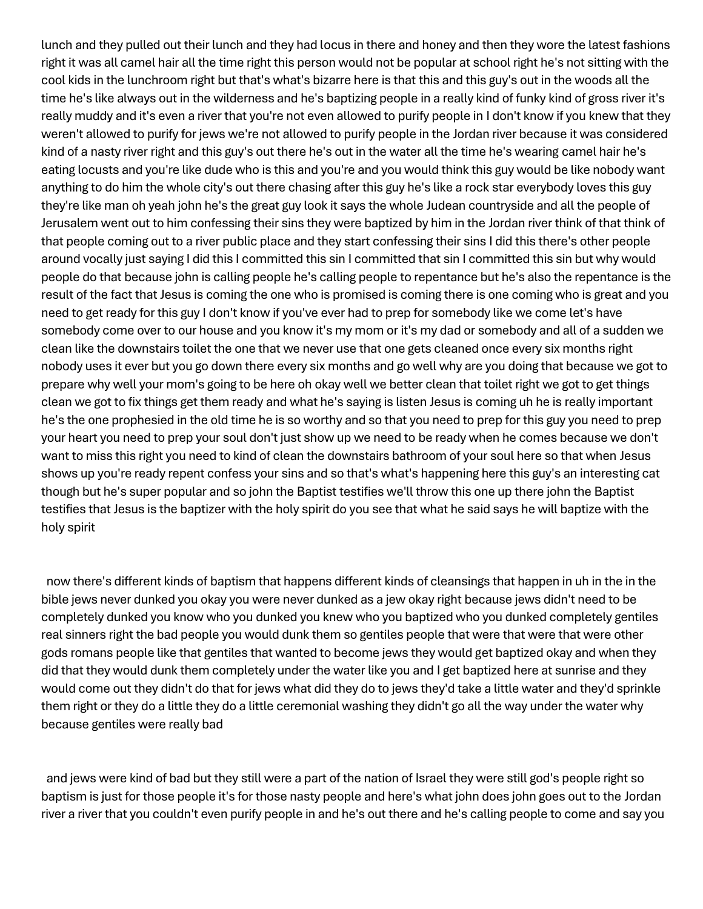lunch and they pulled out their lunch and they had locus in there and honey and then they wore the latest fashions right it was all camel hair all the time right this person would not be popular at school right he's not sitting with the cool kids in the lunchroom right but that's what's bizarre here is that this and this guy's out in the woods all the time he's like always out in the wilderness and he's baptizing people in a really kind of funky kind of gross river it's really muddy and it's even a river that you're not even allowed to purify people in I don't know if you knew that they weren't allowed to purify for jews we're not allowed to purify people in the Jordan river because it was considered kind of a nasty river right and this guy's out there he's out in the water all the time he's wearing camel hair he's eating locusts and you're like dude who is this and you're and you would think this guy would be like nobody want anything to do him the whole city's out there chasing after this guy he's like a rock star everybody loves this guy they're like man oh yeah john he's the great guy look it says the whole Judean countryside and all the people of Jerusalem went out to him confessing their sins they were baptized by him in the Jordan river think of that think of that people coming out to a river public place and they start confessing their sins I did this there's other people around vocally just saying I did this I committed this sin I committed that sin I committed this sin but why would people do that because john is calling people he's calling people to repentance but he's also the repentance is the result of the fact that Jesus is coming the one who is promised is coming there is one coming who is great and you need to get ready for this guy I don't know if you've ever had to prep for somebody like we come let's have somebody come over to our house and you know it's my mom or it's my dad or somebody and all of a sudden we clean like the downstairs toilet the one that we never use that one gets cleaned once every six months right nobody uses it ever but you go down there every six months and go well why are you doing that because we got to prepare why well your mom's going to be here oh okay well we better clean that toilet right we got to get things clean we got to fix things get them ready and what he's saying is listen Jesus is coming uh he is really important he's the one prophesied in the old time he is so worthy and so that you need to prep for this guy you need to prep your heart you need to prep your soul don't just show up we need to be ready when he comes because we don't want to miss this right you need to kind of clean the downstairs bathroom of your soul here so that when Jesus shows up you're ready repent confess your sins and so that's what's happening here this guy's an interesting cat though but he's super popular and so john the Baptist testifies we'll throw this one up there john the Baptist testifies that Jesus is the baptizer with the holy spirit do you see that what he said says he will baptize with the holy spirit

now there's different kinds of baptism that happens different kinds of cleansings that happen in uh in the in the bible jews never dunked you okay you were never dunked as a jew okay right because jews didn't need to be completely dunked you know who you dunked you knew who you baptized who you dunked completely gentiles real sinners right the bad people you would dunk them so gentiles people that were that were that were other gods romans people like that gentiles that wanted to become jews they would get baptized okay and when they did that they would dunk them completely under the water like you and I get baptized here at sunrise and they would come out they didn't do that for jews what did they do to jews they'd take a little water and they'd sprinkle them right or they do a little they do a little ceremonial washing they didn't go all the way under the water why because gentiles were really bad

and jews were kind of bad but they still were a part of the nation of Israel they were still god's people right so baptism is just for those people it's for those nasty people and here's what john does john goes out to the Jordan river a river that you couldn't even purify people in and he's out there and he's calling people to come and say you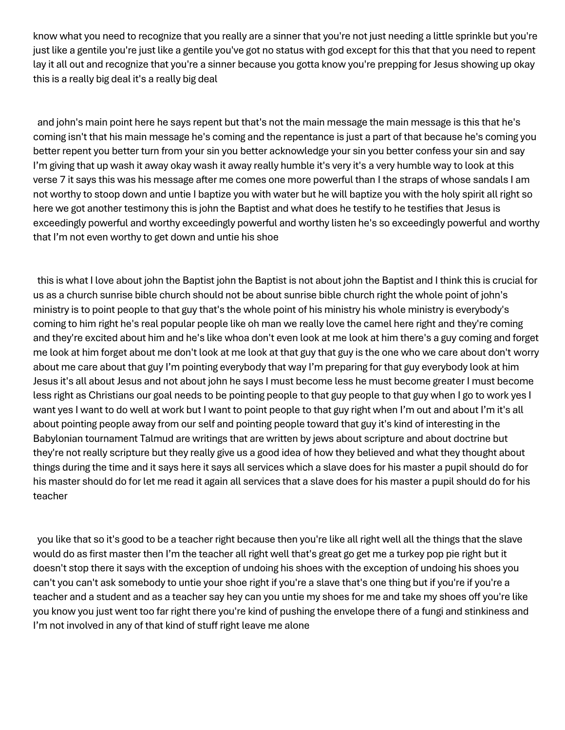know what you need to recognize that you really are a sinner that you're not just needing a little sprinkle but you're just like a gentile you're just like a gentile you've got no status with god except for this that that you need to repent lay it all out and recognize that you're a sinner because you gotta know you're prepping for Jesus showing up okay this is a really big deal it's a really big deal

and john's main point here he says repent but that's not the main message the main message is this that he's coming isn't that his main message he's coming and the repentance is just a part of that because he's coming you better repent you better turn from your sin you better acknowledge your sin you better confess your sin and say I'm giving that up wash it away okay wash it away really humble it's very it's a very humble way to look at this verse 7 it says this was his message after me comes one more powerful than I the straps of whose sandals I am not worthy to stoop down and untie I baptize you with water but he will baptize you with the holy spirit all right so here we got another testimony this is john the Baptist and what does he testify to he testifies that Jesus is exceedingly powerful and worthy exceedingly powerful and worthy listen he's so exceedingly powerful and worthy that I'm not even worthy to get down and untie his shoe

this is what I love about john the Baptist john the Baptist is not about john the Baptist and I think this is crucial for us as a church sunrise bible church should not be about sunrise bible church right the whole point of john's ministry is to point people to that guy that's the whole point of his ministry his whole ministry is everybody's coming to him right he's real popular people like oh man we really love the camel here right and they're coming and they're excited about him and he's like whoa don't even look at me look at him there's a guy coming and forget me look at him forget about me don't look at me look at that guy that guy is the one who we care about don't worry about me care about that guy I'm pointing everybody that way I'm preparing for that guy everybody look at him Jesus it's all about Jesus and not about john he says I must become less he must become greater I must become less right as Christians our goal needs to be pointing people to that guy people to that guy when I go to work yes I want yes I want to do well at work but I want to point people to that guy right when I'm out and about I'm it's all about pointing people away from our self and pointing people toward that guy it's kind of interesting in the Babylonian tournament Talmud are writings that are written by jews about scripture and about doctrine but they're not really scripture but they really give us a good idea of how they believed and what they thought about things during the time and it says here it says all services which a slave does for his master a pupil should do for his master should do for let me read it again all services that a slave does for his master a pupil should do for his teacher

you like that so it's good to be a teacher right because then you're like all right well all the things that the slave would do as first master then I'm the teacher all right well that's great go get me a turkey pop pie right but it doesn't stop there it says with the exception of undoing his shoes with the exception of undoing his shoes you can't you can't ask somebody to untie your shoe right if you're a slave that's one thing but if you're if you're a teacher and a student and as a teacher say hey can you untie my shoes for me and take my shoes off you're like you know you just went too far right there you're kind of pushing the envelope there of a fungi and stinkiness and I'm not involved in any of that kind of stuff right leave me alone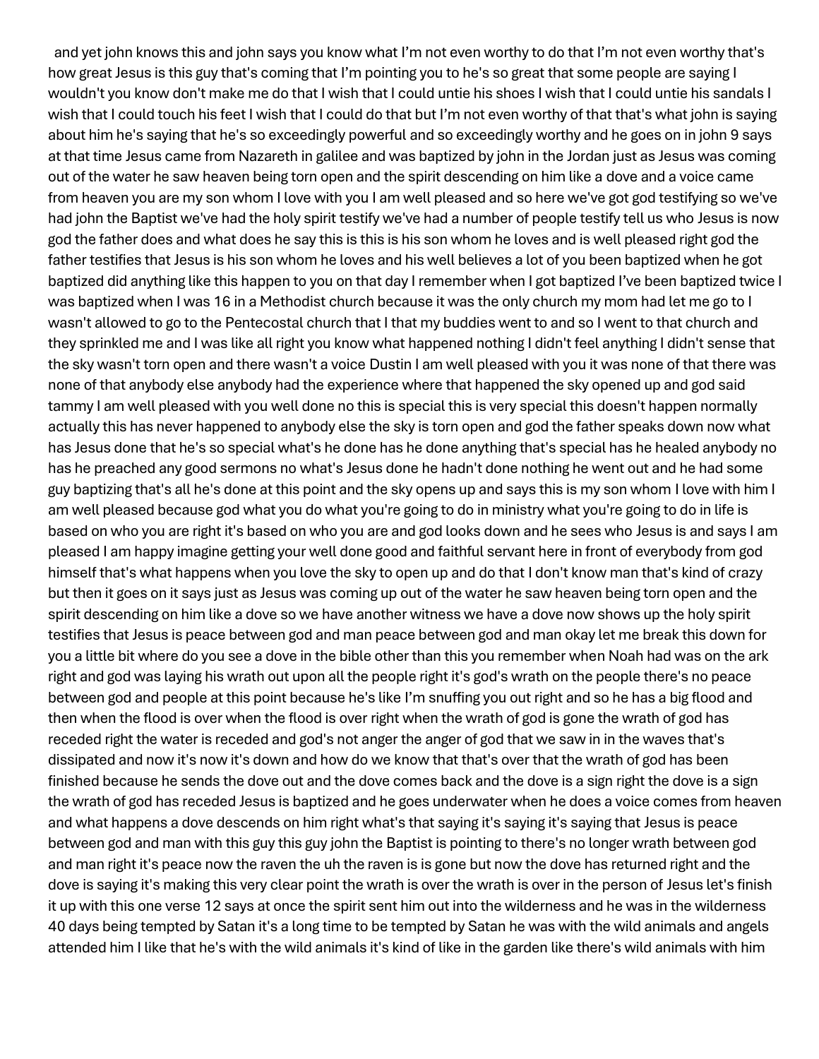and yet john knows this and john says you know what I'm not even worthy to do that I'm not even worthy that's how great Jesus is this guy that's coming that I'm pointing you to he's so great that some people are saying I wouldn't you know don't make me do that I wish that I could untie his shoes I wish that I could untie his sandals I wish that I could touch his feet I wish that I could do that but I'm not even worthy of that that's what john is saying about him he's saying that he's so exceedingly powerful and so exceedingly worthy and he goes on in john 9 says at that time Jesus came from Nazareth in galilee and was baptized by john in the Jordan just as Jesus was coming out of the water he saw heaven being torn open and the spirit descending on him like a dove and a voice came from heaven you are my son whom I love with you I am well pleased and so here we've got god testifying so we've had john the Baptist we've had the holy spirit testify we've had a number of people testify tell us who Jesus is now god the father does and what does he say this is this is his son whom he loves and is well pleased right god the father testifies that Jesus is his son whom he loves and his well believes a lot of you been baptized when he got baptized did anything like this happen to you on that day I remember when I got baptized I've been baptized twice I was baptized when I was 16 in a Methodist church because it was the only church my mom had let me go to I wasn't allowed to go to the Pentecostal church that I that my buddies went to and so I went to that church and they sprinkled me and I was like all right you know what happened nothing I didn't feel anything I didn't sense that the sky wasn't torn open and there wasn't a voice Dustin I am well pleased with you it was none of that there was none of that anybody else anybody had the experience where that happened the sky opened up and god said tammy I am well pleased with you well done no this is special this is very special this doesn't happen normally actually this has never happened to anybody else the sky is torn open and god the father speaks down now what has Jesus done that he's so special what's he done has he done anything that's special has he healed anybody no has he preached any good sermons no what's Jesus done he hadn't done nothing he went out and he had some guy baptizing that's all he's done at this point and the sky opens up and says this is my son whom I love with him I am well pleased because god what you do what you're going to do in ministry what you're going to do in life is based on who you are right it's based on who you are and god looks down and he sees who Jesus is and says I am pleased I am happy imagine getting your well done good and faithful servant here in front of everybody from god himself that's what happens when you love the sky to open up and do that I don't know man that's kind of crazy but then it goes on it says just as Jesus was coming up out of the water he saw heaven being torn open and the spirit descending on him like a dove so we have another witness we have a dove now shows up the holy spirit testifies that Jesus is peace between god and man peace between god and man okay let me break this down for you a little bit where do you see a dove in the bible other than this you remember when Noah had was on the ark right and god was laying his wrath out upon all the people right it's god's wrath on the people there's no peace between god and people at this point because he's like I'm snuffing you out right and so he has a big flood and then when the flood is over when the flood is over right when the wrath of god is gone the wrath of god has receded right the water is receded and god's not anger the anger of god that we saw in in the waves that's dissipated and now it's now it's down and how do we know that that's over that the wrath of god has been finished because he sends the dove out and the dove comes back and the dove is a sign right the dove is a sign the wrath of god has receded Jesus is baptized and he goes underwater when he does a voice comes from heaven and what happens a dove descends on him right what's that saying it's saying it's saying that Jesus is peace between god and man with this guy this guy john the Baptist is pointing to there's no longer wrath between god and man right it's peace now the raven the uh the raven is is gone but now the dove has returned right and the dove is saying it's making this very clear point the wrath is over the wrath is over in the person of Jesus let's finish it up with this one verse 12 says at once the spirit sent him out into the wilderness and he was in the wilderness 40 days being tempted by Satan it's a long time to be tempted by Satan he was with the wild animals and angels attended him I like that he's with the wild animals it's kind of like in the garden like there's wild animals with him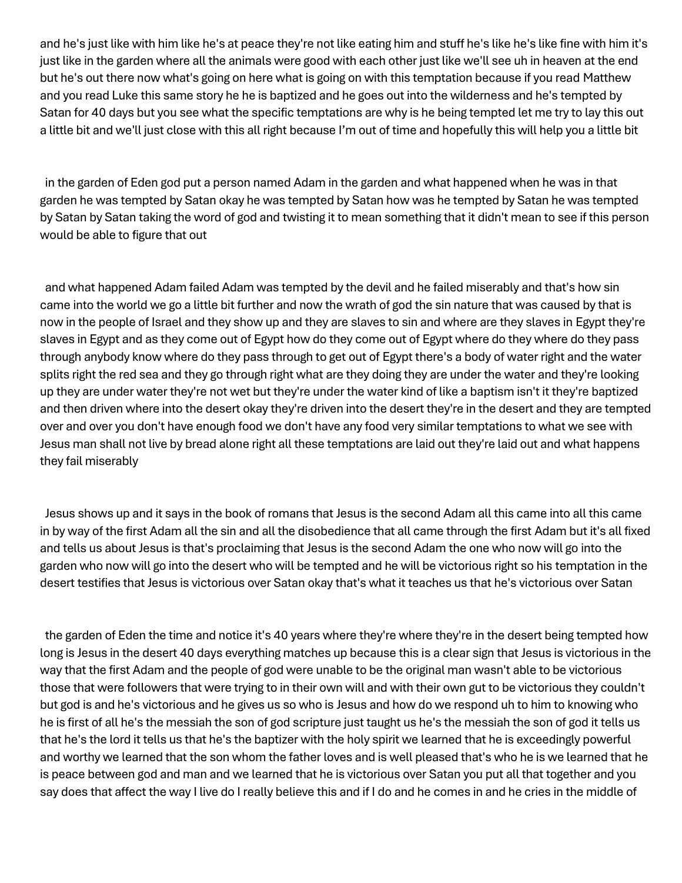and he's just like with him like he's at peace they're not like eating him and stuff he's like he's like fine with him it's just like in the garden where all the animals were good with each other just like we'll see uh in heaven at the end but he's out there now what's going on here what is going on with this temptation because if you read Matthew and you read Luke this same story he he is baptized and he goes out into the wilderness and he's tempted by Satan for 40 days but you see what the specific temptations are why is he being tempted let me try to lay this out a little bit and we'll just close with this all right because I'm out of time and hopefully this will help you a little bit

in the garden of Eden god put a person named Adam in the garden and what happened when he was in that garden he was tempted by Satan okay he was tempted by Satan how was he tempted by Satan he was tempted by Satan by Satan taking the word of god and twisting it to mean something that it didn't mean to see if this person would be able to figure that out

and what happened Adam failed Adam was tempted by the devil and he failed miserably and that's how sin came into the world we go a little bit further and now the wrath of god the sin nature that was caused by that is now in the people of Israel and they show up and they are slaves to sin and where are they slaves in Egypt they're slaves in Egypt and as they come out of Egypt how do they come out of Egypt where do they where do they pass through anybody know where do they pass through to get out of Egypt there's a body of water right and the water splits right the red sea and they go through right what are they doing they are under the water and they're looking up they are under water they're not wet but they're under the water kind of like a baptism isn't it they're baptized and then driven where into the desert okay they're driven into the desert they're in the desert and they are tempted over and over you don't have enough food we don't have any food very similar temptations to what we see with Jesus man shall not live by bread alone right all these temptations are laid out they're laid out and what happens they fail miserably

Jesus shows up and it says in the book of romans that Jesus is the second Adam all this came into all this came in by way of the first Adam all the sin and all the disobedience that all came through the first Adam but it's all fixed and tells us about Jesus is that's proclaiming that Jesus is the second Adam the one who now will go into the garden who now will go into the desert who will be tempted and he will be victorious right so his temptation in the desert testifies that Jesus is victorious over Satan okay that's what it teaches us that he's victorious over Satan

the garden of Eden the time and notice it's 40 years where they're where they're in the desert being tempted how long is Jesus in the desert 40 days everything matches up because this is a clear sign that Jesus is victorious in the way that the first Adam and the people of god were unable to be the original man wasn't able to be victorious those that were followers that were trying to in their own will and with their own gut to be victorious they couldn't but god is and he's victorious and he gives us so who is Jesus and how do we respond uh to him to knowing who he is first of all he's the messiah the son of god scripture just taught us he's the messiah the son of god it tells us that he's the lord it tells us that he's the baptizer with the holy spirit we learned that he is exceedingly powerful and worthy we learned that the son whom the father loves and is well pleased that's who he is we learned that he is peace between god and man and we learned that he is victorious over Satan you put all that together and you say does that affect the way I live do I really believe this and if I do and he comes in and he cries in the middle of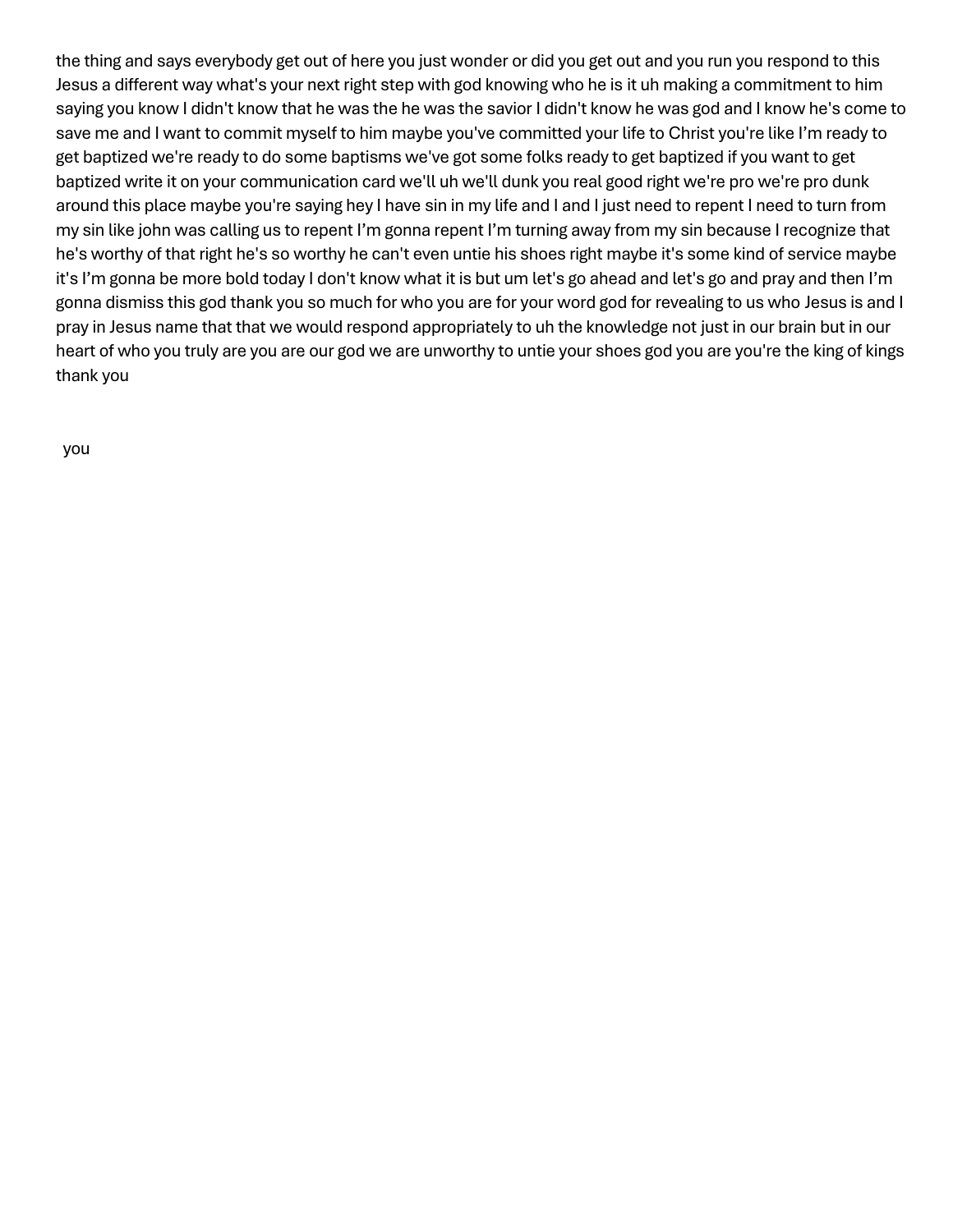the thing and says everybody get out of here you just wonder or did you get out and you run you respond to this Jesus a different way what's your next right step with god knowing who he is it uh making a commitment to him saying you know I didn't know that he was the he was the savior I didn't know he was god and I know he's come to save me and I want to commit myself to him maybe you've committed your life to Christ you're like I'm ready to get baptized we're ready to do some baptisms we've got some folks ready to get baptized if you want to get baptized write it on your communication card we'll uh we'll dunk you real good right we're pro we're pro dunk around this place maybe you're saying hey I have sin in my life and I and I just need to repent I need to turn from my sin like john was calling us to repent I'm gonna repent I'm turning away from my sin because I recognize that he's worthy of that right he's so worthy he can't even untie his shoes right maybe it's some kind of service maybe it's I'm gonna be more bold today I don't know what it is but um let's go ahead and let's go and pray and then I'm gonna dismiss this god thank you so much for who you are for your word god for revealing to us who Jesus is and I pray in Jesus name that that we would respond appropriately to uh the knowledge not just in our brain but in our heart of who you truly are you are our god we are unworthy to untie your shoes god you are you're the king of kings thank you

you